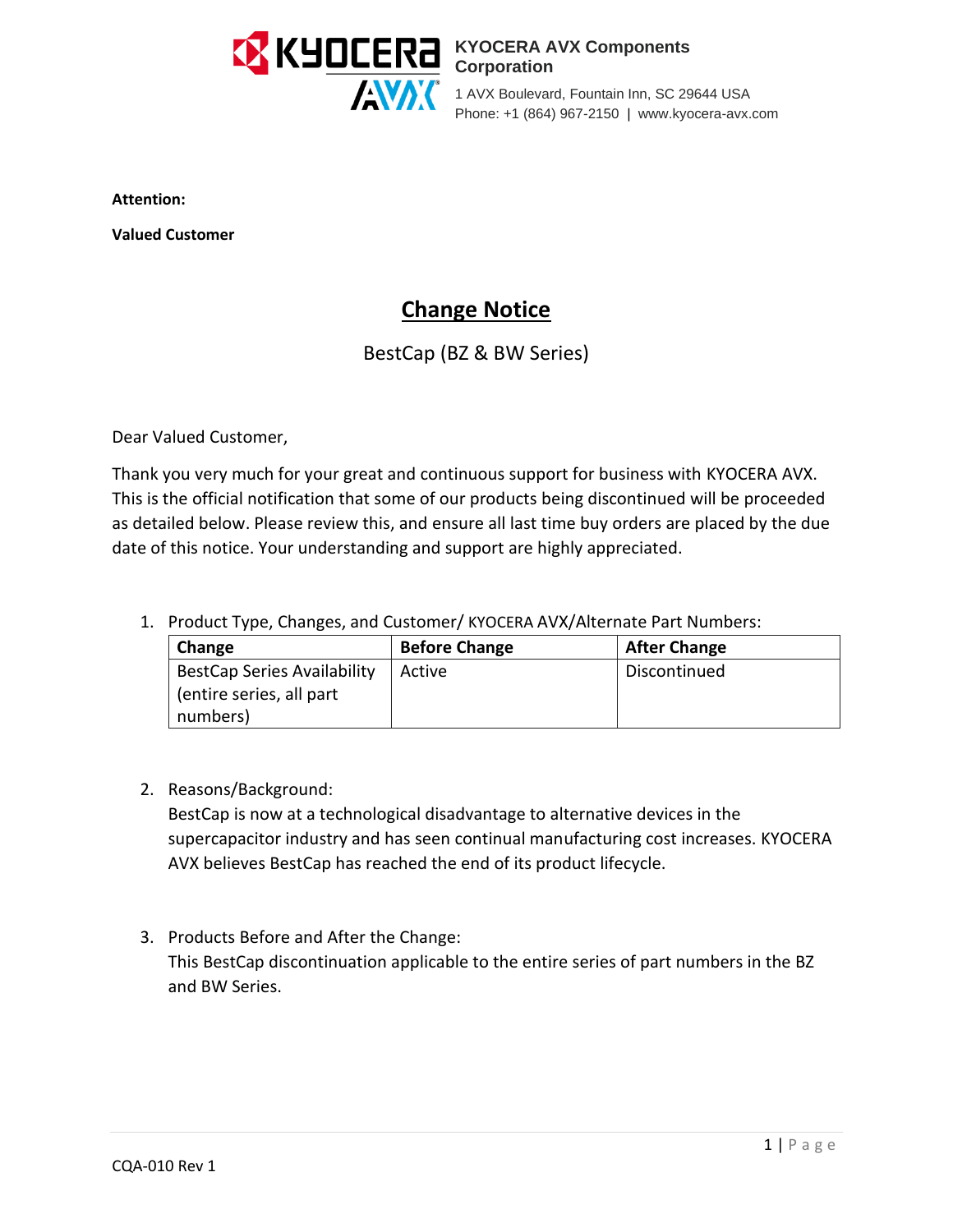**KYOCERA AVX Components Corporation**

1 AVX Boulevard, Fountain Inn, SC 29644 USA
Phone: +1 (864) 967-2150 | www.kyocera-avx.com

**Attention:**

**Valued Customer**

# Change Notice

BestCap (BZ & BW Series)

Dear Valued Customer,

Thank you very much for your great and continuous support for business with KYOCERA AVX. This is the official notification that some of our products being discontinued will be proceeded as detailed below. Please review this, and ensure all last time buy orders are placed by the due date of this notice. Your understanding and support are highly appreciated.

1. Product Type, Changes, and Customer/ KYOCERA AVX/Alternate Part Numbers:

| Change | Before Change | After Change |
| --- | --- | --- |
| BestCap Series Availability (entire series, all part numbers) | Active | Discontinued |

2. Reasons/Background:
   BestCap is now at a technological disadvantage to alternative devices in the supercapacitor industry and has seen continual manufacturing cost increases. KYOCERA AVX believes BestCap has reached the end of its product lifecycle.

3. Products Before and After the Change:
   This BestCap discontinuation applicable to the entire series of part numbers in the BZ and BW Series.

CQA-010 Rev 1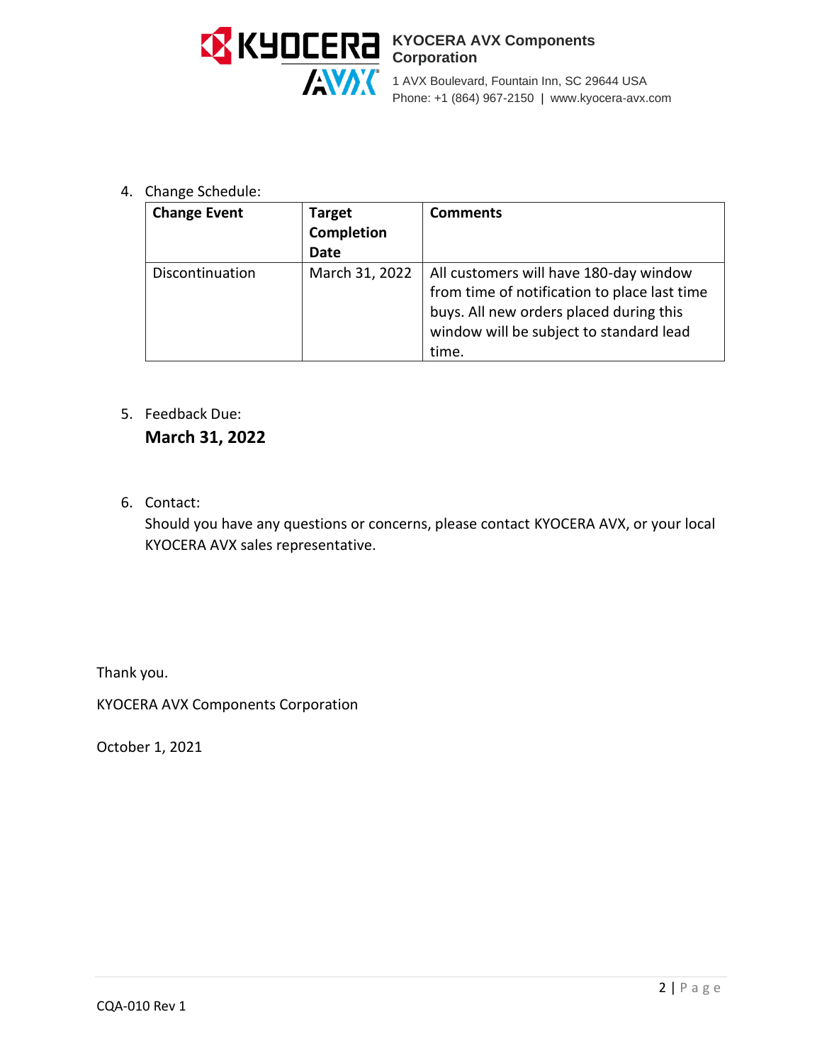4. Change Schedule:

| Change Event | Target Completion Date | Comments |
|---|---|---|
| Discontinuation | March 31, 2022 | All customers will have 180-day window from time of notification to place last time buys. All new orders placed during this window will be subject to standard lead time. |

5. Feedback Due:

   **March 31, 2022**

6. Contact:

   Should you have any questions or concerns, please contact KYOCERA AVX, or your local KYOCERA AVX sales representative.

Thank you.

KYOCERA AVX Components Corporation

October 1, 2021

CQA-010 Rev 1